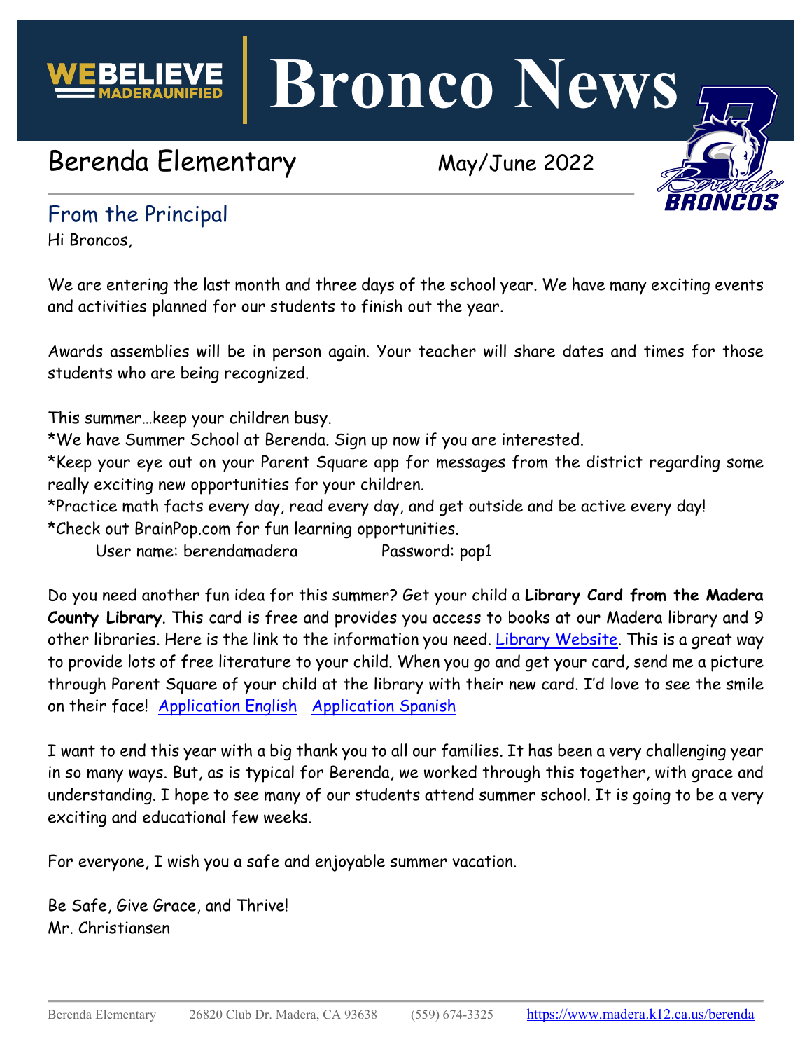# Bronco News

WE BELIEVE MADERA UNIFIED

## Berenda Elementary

May/June 2022

## From the Principal

Hi Broncos,

We are entering the last month and three days of the school year. We have many exciting events and activities planned for our students to finish out the year.

Awards assemblies will be in person again. Your teacher will share dates and times for those students who are being recognized.

This summer…keep your children busy.

*We have Summer School at Berenda. Sign up now if you are interested.

*Keep your eye out on your Parent Square app for messages from the district regarding some really exciting new opportunities for your children.

*Practice math facts every day, read every day, and get outside and be active every day!

*Check out BrainPop.com for fun learning opportunities.

User name: berendamadera Password: pop1

Do you need another fun idea for this summer? Get your child a **Library Card from the Madera County Library**. This card is free and provides you access to books at our Madera library and 9 other libraries. Here is the link to the information you need. Library Website. This is a great way to provide lots of free literature to your child. When you go and get your card, send me a picture through Parent Square of your child at the library with their new card. I'd love to see the smile on their face! Application English Application Spanish

I want to end this year with a big thank you to all our families. It has been a very challenging year in so many ways. But, as is typical for Berenda, we worked through this together, with grace and understanding. I hope to see many of our students attend summer school. It is going to be a very exciting and educational few weeks.

For everyone, I wish you a safe and enjoyable summer vacation.

Be Safe, Give Grace, and Thrive!
Mr. Christiansen

Berenda Elementary 26820 Club Dr. Madera, CA 93638 (559) 674-3325 https://www.madera.k12.ca.us/berenda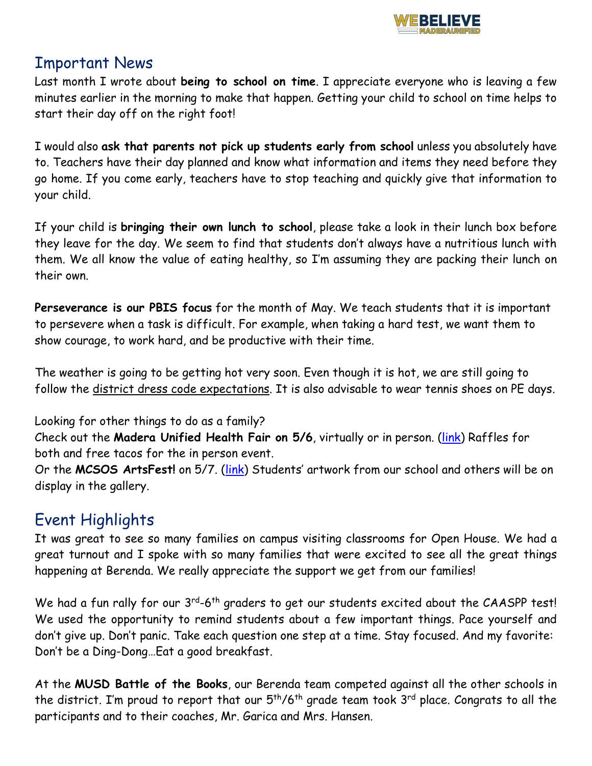## Important News

Last month I wrote about **being to school on time**. I appreciate everyone who is leaving a few minutes earlier in the morning to make that happen. Getting your child to school on time helps to start their day off on the right foot!

I would also **ask that parents not pick up students early from school** unless you absolutely have to. Teachers have their day planned and know what information and items they need before they go home. If you come early, teachers have to stop teaching and quickly give that information to your child.

If your child is **bringing their own lunch to school**, please take a look in their lunch box before they leave for the day. We seem to find that students don't always have a nutritious lunch with them. We all know the value of eating healthy, so I'm assuming they are packing their lunch on their own.

**Perseverance is our PBIS focus** for the month of May. We teach students that it is important to persevere when a task is difficult. For example, when taking a hard test, we want them to show courage, to work hard, and be productive with their time.

The weather is going to be getting hot very soon. Even though it is hot, we are still going to follow the district dress code expectations. It is also advisable to wear tennis shoes on PE days.

Looking for other things to do as a family?
Check out the **Madera Unified Health Fair on 5/6**, virtually or in person. (link) Raffles for both and free tacos for the in person event.
Or the **MCSOS ArtsFest!** on 5/7. (link) Students' artwork from our school and others will be on display in the gallery.

## Event Highlights

It was great to see so many families on campus visiting classrooms for Open House. We had a great turnout and I spoke with so many families that were excited to see all the great things happening at Berenda. We really appreciate the support we get from our families!

We had a fun rally for our 3rd-6th graders to get our students excited about the CAASPP test! We used the opportunity to remind students about a few important things. Pace yourself and don't give up. Don't panic. Take each question one step at a time. Stay focused. And my favorite: Don't be a Ding-Dong…Eat a good breakfast.

At the **MUSD Battle of the Books**, our Berenda team competed against all the other schools in the district. I'm proud to report that our 5th/6th grade team took 3rd place. Congrats to all the participants and to their coaches, Mr. Garica and Mrs. Hansen.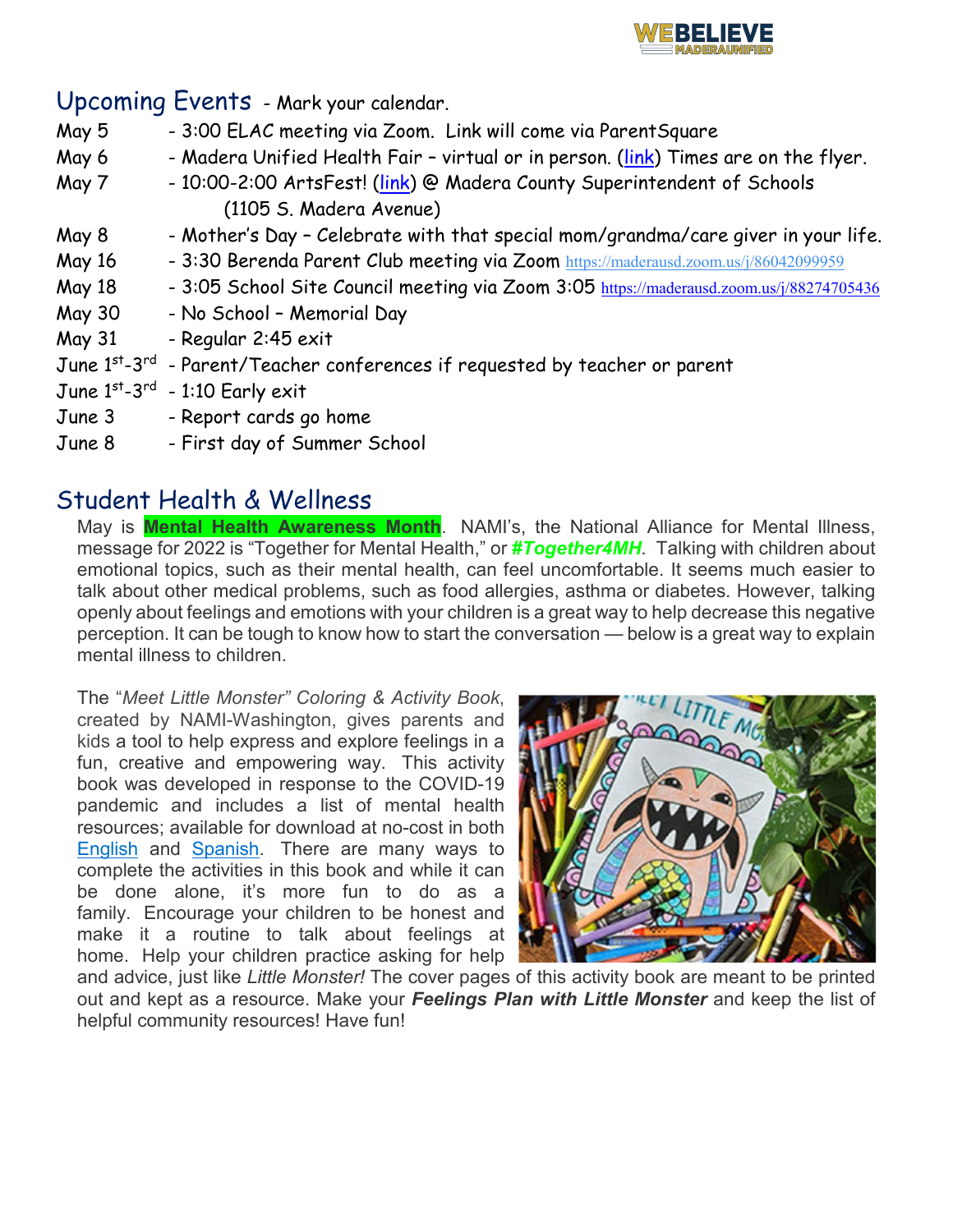## Upcoming Events - Mark your calendar.

| | |
|---|---|
| May 5 | - 3:00 ELAC meeting via Zoom. Link will come via ParentSquare |
| May 6 | - Madera Unified Health Fair – virtual or in person. (link) Times are on the flyer. |
| May 7 | - 10:00-2:00 ArtsFest! (link) @ Madera County Superintendent of Schools (1105 S. Madera Avenue) |
| May 8 | - Mother's Day – Celebrate with that special mom/grandma/care giver in your life. |
| May 16 | - 3:30 Berenda Parent Club meeting via Zoom https://maderausd.zoom.us/j/86042099959 |
| May 18 | - 3:05 School Site Council meeting via Zoom 3:05 https://maderausd.zoom.us/j/88274705436 |
| May 30 | - No School – Memorial Day |
| May 31 | - Regular 2:45 exit |
| June 1st-3rd | - Parent/Teacher conferences if requested by teacher or parent |
| June 1st-3rd | - 1:10 Early exit |
| June 3 | - Report cards go home |
| June 8 | - First day of Summer School |

## Student Health & Wellness

May is **Mental Health Awareness Month**. NAMI's, the National Alliance for Mental Illness, message for 2022 is "Together for Mental Health," or ***#Together4MH***. Talking with children about emotional topics, such as their mental health, can feel uncomfortable. It seems much easier to talk about other medical problems, such as food allergies, asthma or diabetes. However, talking openly about feelings and emotions with your children is a great way to help decrease this negative perception. It can be tough to know how to start the conversation — below is a great way to explain mental illness to children.

The "*Meet Little Monster" Coloring & Activity Book*, created by NAMI-Washington, gives parents and kids a tool to help express and explore feelings in a fun, creative and empowering way. This activity book was developed in response to the COVID-19 pandemic and includes a list of mental health resources; available for download at no-cost in both English and Spanish. There are many ways to complete the activities in this book and while it can be done alone, it's more fun to do as a family. Encourage your children to be honest and make it a routine to talk about feelings at home. Help your children practice asking for help and advice, just like *Little Monster!* The cover pages of this activity book are meant to be printed out and kept as a resource. Make your ***Feelings Plan with Little Monster*** and keep the list of helpful community resources! Have fun!